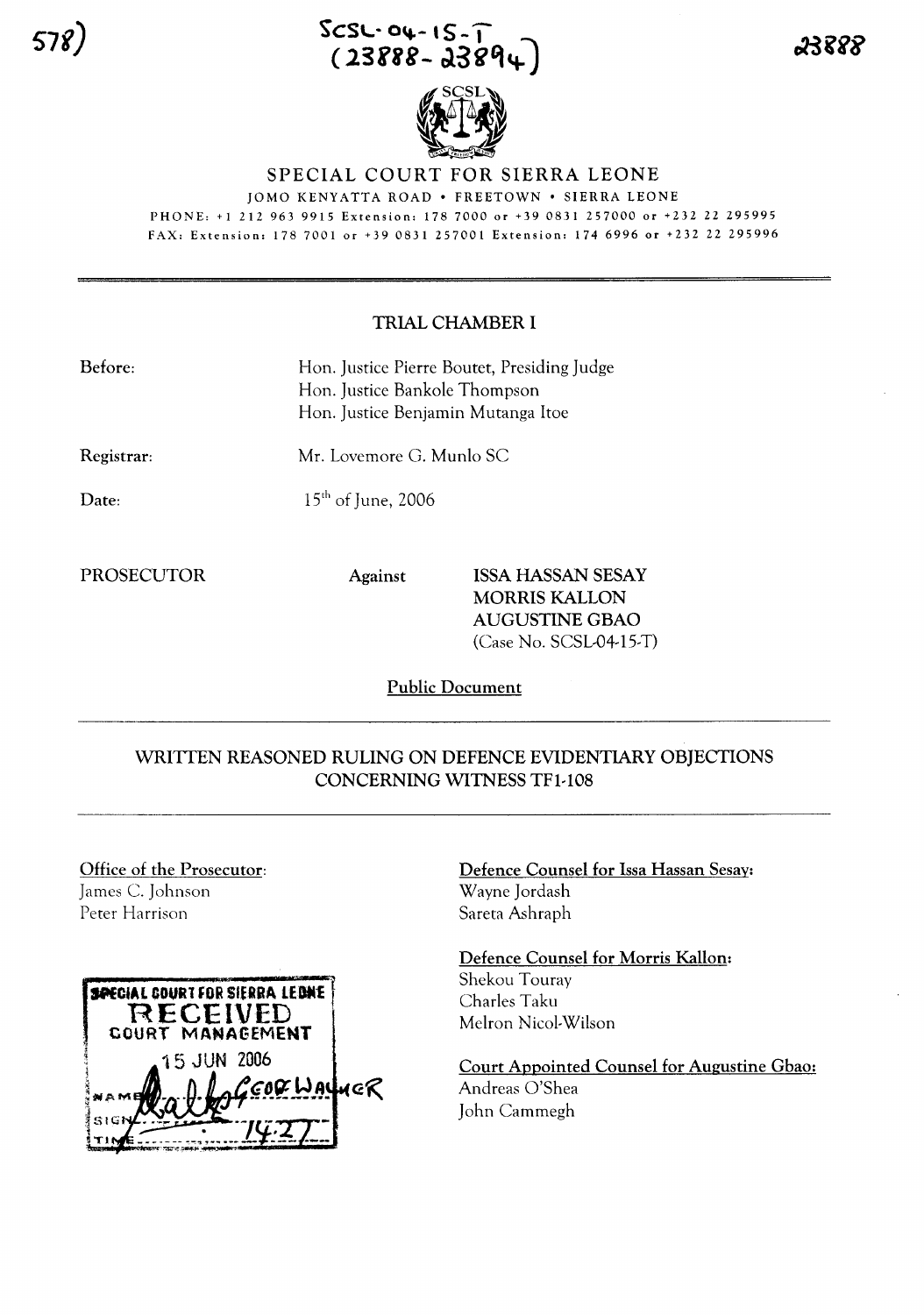SCSL-04-15-T
(23888-23894)

# SPECIAL COURT FOR SIERRA LEONE

JOMO KENYATTA ROAD • FREETOWN • SIERRA LEONE

PHONE: +1 212 963 9915 Extension: 178 7000 or +39 0831 257000 or +232 22 295995

FAX: Extension: 178 7001 or +39 0831 257001 Extension: 174 6996 or +232 22 295996

---

## TRIAL CHAMBER I

**Before:** Hon. Justice Pierre Boutet, Presiding Judge
Hon. Justice Bankole Thompson
Hon. Justice Benjamin Mutanga Itoe

**Registrar:** Mr. Lovemore G. Munlo SC

**Date:** 15th of June, 2006

**PROSECUTOR** **Against** **ISSA HASSAN SESAY**
**MORRIS KALLON**
**AUGUSTINE GBAO**
(Case No. SCSL-04-15-T)

Public Document

---

## WRITTEN REASONED RULING ON DEFENCE EVIDENTIARY OBJECTIONS CONCERNING WITNESS TF1-108

---

Office of the Prosecutor:
James C. Johnson
Peter Harrison

SPECIAL COURT FOR SIERRA LEONE
RECEIVED
COURT MANAGEMENT
15 JUN 2006
NAME GEORGE WALKER
SIGN
TIME 14:27

Defence Counsel for Issa Hassan Sesay:
Wayne Jordash
Sareta Ashraph

Defence Counsel for Morris Kallon:
Shekou Touray
Charles Taku
Melron Nicol-Wilson

Court Appointed Counsel for Augustine Gbao:
Andreas O'Shea
John Cammegh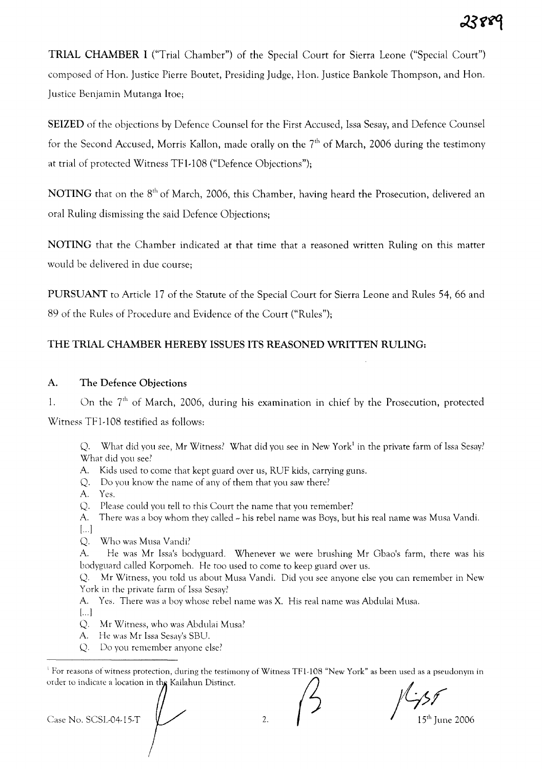**TRIAL CHAMBER I** ("Trial Chamber") of the Special Court for Sierra Leone ("Special Court") composed of Hon. Justice Pierre Boutet, Presiding Judge, Hon. Justice Bankole Thompson, and Hon. Justice Benjamin Mutanga Itoe;

**SEIZED** of the objections by Defence Counsel for the First Accused, Issa Sesay, and Defence Counsel for the Second Accused, Morris Kallon, made orally on the 7th of March, 2006 during the testimony at trial of protected Witness TF1-108 ("Defence Objections");

**NOTING** that on the 8th of March, 2006, this Chamber, having heard the Prosecution, delivered an oral Ruling dismissing the said Defence Objections;

**NOTING** that the Chamber indicated at that time that a reasoned written Ruling on this matter would be delivered in due course;

**PURSUANT** to Article 17 of the Statute of the Special Court for Sierra Leone and Rules 54, 66 and 89 of the Rules of Procedure and Evidence of the Court ("Rules");

**THE TRIAL CHAMBER HEREBY ISSUES ITS REASONED WRITTEN RULING:**

## A. The Defence Objections

1. On the 7th of March, 2006, during his examination in chief by the Prosecution, protected Witness TF1-108 testified as follows:

> Q. What did you see, Mr Witness? What did you see in New York[1] in the private farm of Issa Sesay? What did you see?
> A. Kids used to come that kept guard over us, RUF kids, carrying guns.
> Q. Do you know the name of any of them that you saw there?
> A. Yes.
> Q. Please could you tell to this Court the name that you remember?
> A. There was a boy whom they called – his rebel name was Boys, but his real name was Musa Vandi.
> [...]
> Q. Who was Musa Vandi?
> A. He was Mr Issa's bodyguard. Whenever we were brushing Mr Gbao's farm, there was his bodyguard called Korpomeh. He too used to come to keep guard over us.
> Q. Mr Witness, you told us about Musa Vandi. Did you see anyone else you can remember in New York in the private farm of Issa Sesay?
> A. Yes. There was a boy whose rebel name was X. His real name was Abdulai Musa.
> [...]
> Q. Mr Witness, who was Abdulai Musa?
> A. He was Mr Issa Sesay's SBU.
> Q. Do you remember anyone else?

[1] For reasons of witness protection, during the testimony of Witness TF1-108 "New York" as been used as a pseudonym in order to indicate a location in the Kailahun Distinct.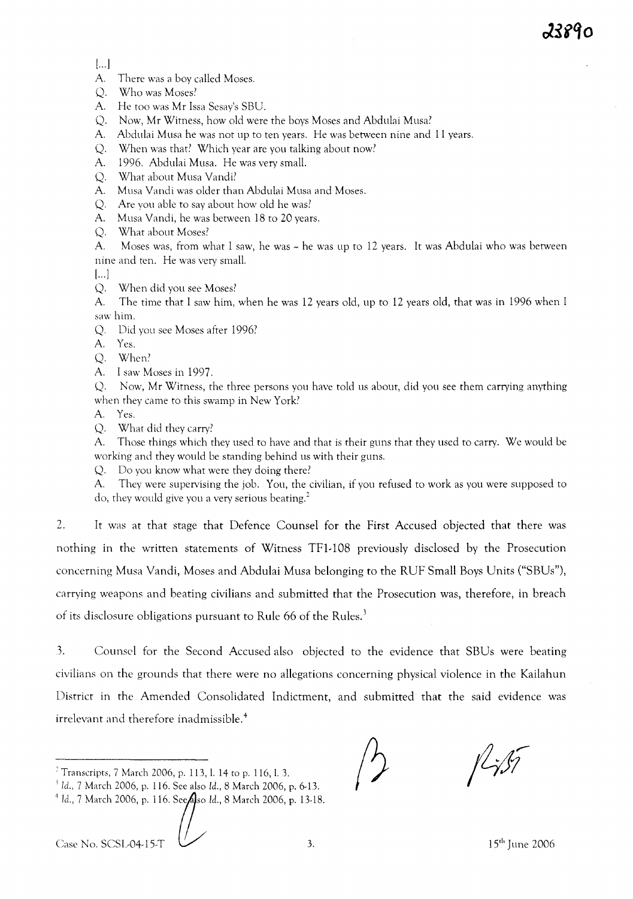[...]

A. There was a boy called Moses.

Q. Who was Moses?

A. He too was Mr Issa Sesay's SBU.

Q. Now, Mr Witness, how old were the boys Moses and Abdulai Musa?

A. Abdulai Musa he was not up to ten years. He was between nine and 11 years.

Q. When was that? Which year are you talking about now?

A. 1996. Abdulai Musa. He was very small.

Q. What about Musa Vandi?

A. Musa Vandi was older than Abdulai Musa and Moses.

Q. Are you able to say about how old he was?

A. Musa Vandi, he was between 18 to 20 years.

Q. What about Moses?

A. Moses was, from what I saw, he was – he was up to 12 years. It was Abdulai who was between nine and ten. He was very small.

[...]

Q. When did you see Moses?

A. The time that I saw him, when he was 12 years old, up to 12 years old, that was in 1996 when I saw him.

Q. Did you see Moses after 1996?

A. Yes.

Q. When?

A. I saw Moses in 1997.

Q. Now, Mr Witness, the three persons you have told us about, did you see them carrying anything when they came to this swamp in New York?

A. Yes.

Q. What did they carry?

A. Those things which they used to have and that is their guns that they used to carry. We would be working and they would be standing behind us with their guns.

Q. Do you know what were they doing there?

A. They were supervising the job. You, the civilian, if you refused to work as you were supposed to do, they would give you a very serious beating.[2]

2. It was at that stage that Defence Counsel for the First Accused objected that there was nothing in the written statements of Witness TF1-108 previously disclosed by the Prosecution concerning Musa Vandi, Moses and Abdulai Musa belonging to the RUF Small Boys Units ("SBUs"), carrying weapons and beating civilians and submitted that the Prosecution was, therefore, in breach of its disclosure obligations pursuant to Rule 66 of the Rules.[3]

3. Counsel for the Second Accused also objected to the evidence that SBUs were beating civilians on the grounds that there were no allegations concerning physical violence in the Kailahun District in the Amended Consolidated Indictment, and submitted that the said evidence was irrelevant and therefore inadmissible.[4]

---

[2] Transcripts, 7 March 2006, p. 113, l. 14 to p. 116, l. 3.

[3] *Id.*, 7 March 2006, p. 116. See also *Id.*, 8 March 2006, p. 6-13.

[4] *Id.*, 7 March 2006, p. 116. See also *Id.*, 8 March 2006, p. 13-18.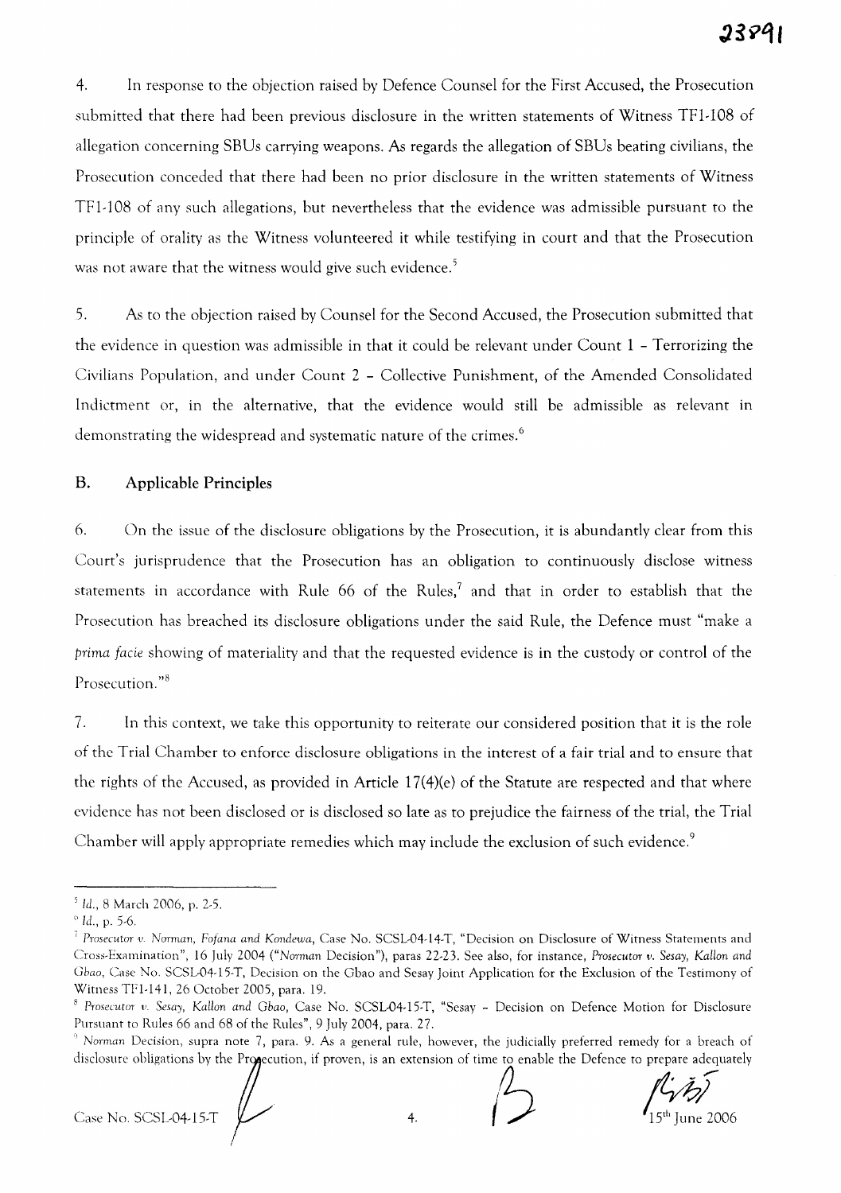4. In response to the objection raised by Defence Counsel for the First Accused, the Prosecution submitted that there had been previous disclosure in the written statements of Witness TF1-108 of allegation concerning SBUs carrying weapons. As regards the allegation of SBUs beating civilians, the Prosecution conceded that there had been no prior disclosure in the written statements of Witness TF1-108 of any such allegations, but nevertheless that the evidence was admissible pursuant to the principle of orality as the Witness volunteered it while testifying in court and that the Prosecution was not aware that the witness would give such evidence.[5]

5. As to the objection raised by Counsel for the Second Accused, the Prosecution submitted that the evidence in question was admissible in that it could be relevant under Count 1 – Terrorizing the Civilians Population, and under Count 2 – Collective Punishment, of the Amended Consolidated Indictment or, in the alternative, that the evidence would still be admissible as relevant in demonstrating the widespread and systematic nature of the crimes.[6]

## B. Applicable Principles

6. On the issue of the disclosure obligations by the Prosecution, it is abundantly clear from this Court's jurisprudence that the Prosecution has an obligation to continuously disclose witness statements in accordance with Rule 66 of the Rules,[7] and that in order to establish that the Prosecution has breached its disclosure obligations under the said Rule, the Defence must "make a *prima facie* showing of materiality and that the requested evidence is in the custody or control of the Prosecution."[8]

7. In this context, we take this opportunity to reiterate our considered position that it is the role of the Trial Chamber to enforce disclosure obligations in the interest of a fair trial and to ensure that the rights of the Accused, as provided in Article 17(4)(e) of the Statute are respected and that where evidence has not been disclosed or is disclosed so late as to prejudice the fairness of the trial, the Trial Chamber will apply appropriate remedies which may include the exclusion of such evidence.[9]

---

[5] *Id.*, 8 March 2006, p. 2-5.

[6] *Id.*, p. 5-6.

[7] *Prosecutor v. Norman, Fofana and Kondewa*, Case No. SCSL-04-14-T, "Decision on Disclosure of Witness Statements and Cross-Examination", 16 July 2004 ("*Norman* Decision"), paras 22-23. See also, for instance, *Prosecutor v. Sesay, Kallon and Gbao*, Case No. SCSL-04-15-T, Decision on the Gbao and Sesay Joint Application for the Exclusion of the Testimony of Witness TF1-141, 26 October 2005, para. 19.

[8] *Prosecutor v. Sesay, Kallon and Gbao*, Case No. SCSL-04-15-T, "Sesay – Decision on Defence Motion for Disclosure Pursuant to Rules 66 and 68 of the Rules", 9 July 2004, para. 27.

[9] *Norman* Decision, supra note 7, para. 9. As a general rule, however, the judicially preferred remedy for a breach of disclosure obligations by the Prosecution, if proven, is an extension of time to enable the Defence to prepare adequately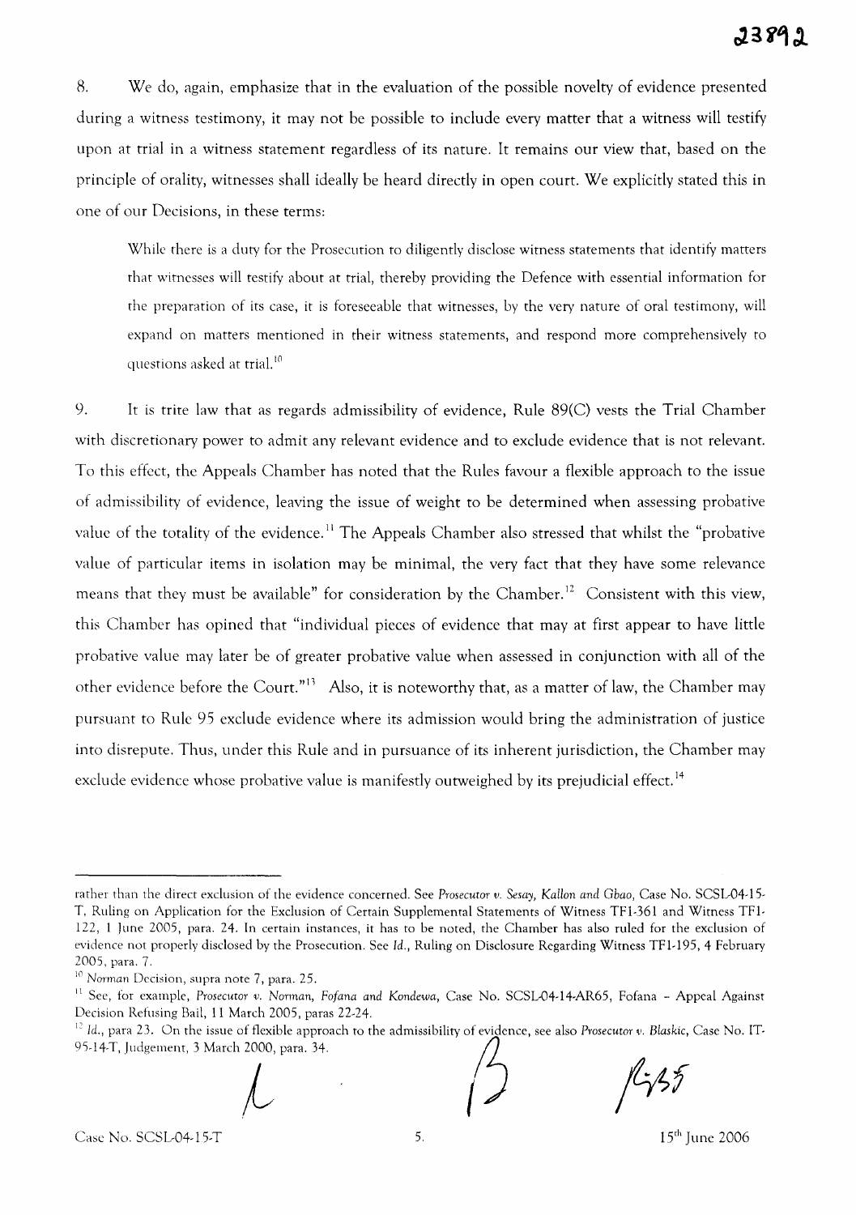8. We do, again, emphasize that in the evaluation of the possible novelty of evidence presented during a witness testimony, it may not be possible to include every matter that a witness will testify upon at trial in a witness statement regardless of its nature. It remains our view that, based on the principle of orality, witnesses shall ideally be heard directly in open court. We explicitly stated this in one of our Decisions, in these terms:

> While there is a duty for the Prosecution to diligently disclose witness statements that identify matters that witnesses will testify about at trial, thereby providing the Defence with essential information for the preparation of its case, it is foreseeable that witnesses, by the very nature of oral testimony, will expand on matters mentioned in their witness statements, and respond more comprehensively to questions asked at trial.[10]

9. It is trite law that as regards admissibility of evidence, Rule 89(C) vests the Trial Chamber with discretionary power to admit any relevant evidence and to exclude evidence that is not relevant. To this effect, the Appeals Chamber has noted that the Rules favour a flexible approach to the issue of admissibility of evidence, leaving the issue of weight to be determined when assessing probative value of the totality of the evidence.[11] The Appeals Chamber also stressed that whilst the "probative value of particular items in isolation may be minimal, the very fact that they have some relevance means that they must be available" for consideration by the Chamber.[12] Consistent with this view, this Chamber has opined that "individual pieces of evidence that may at first appear to have little probative value may later be of greater probative value when assessed in conjunction with all of the other evidence before the Court."[13] Also, it is noteworthy that, as a matter of law, the Chamber may pursuant to Rule 95 exclude evidence where its admission would bring the administration of justice into disrepute. Thus, under this Rule and in pursuance of its inherent jurisdiction, the Chamber may exclude evidence whose probative value is manifestly outweighed by its prejudicial effect.[14]

---

rather than the direct exclusion of the evidence concerned. See *Prosecutor v. Sesay, Kallon and Gbao*, Case No. SCSL-04-15-T, Ruling on Application for the Exclusion of Certain Supplemental Statements of Witness TF1-361 and Witness TF1-122, 1 June 2005, para. 24. In certain instances, it has to be noted, the Chamber has also ruled for the exclusion of evidence not properly disclosed by the Prosecution. See *Id.*, Ruling on Disclosure Regarding Witness TF1-195, 4 February 2005, para. 7.

[10] *Norman* Decision, supra note 7, para. 25.

[11] See, for example, *Prosecutor v. Norman, Fofana and Kondewa*, Case No. SCSL-04-14-AR65, Fofana – Appeal Against Decision Refusing Bail, 11 March 2005, paras 22-24.

[12] *Id.*, para 23. On the issue of flexible approach to the admissibility of evidence, see also *Prosecutor v. Blaskic*, Case No. IT-95-14-T, Judgement, 3 March 2000, para. 34.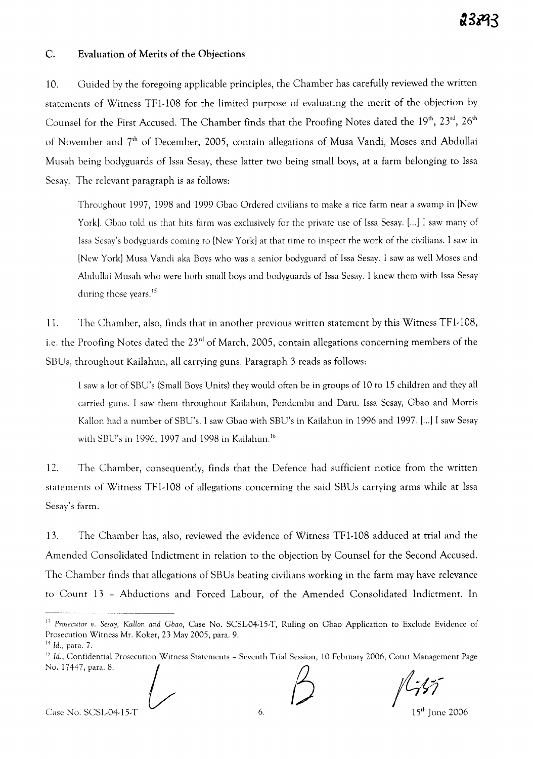## C. Evaluation of Merits of the Objections

10. Guided by the foregoing applicable principles, the Chamber has carefully reviewed the written statements of Witness TF1-108 for the limited purpose of evaluating the merit of the objection by Counsel for the First Accused. The Chamber finds that the Proofing Notes dated the 19th, 23rd, 26th of November and 7th of December, 2005, contain allegations of Musa Vandi, Moses and Abdullai Musah being bodyguards of Issa Sesay, these latter two being small boys, at a farm belonging to Issa Sesay. The relevant paragraph is as follows:

> Throughout 1997, 1998 and 1999 Gbao Ordered civilians to make a rice farm near a swamp in [New York]. Gbao told us that hits farm was exclusively for the private use of Issa Sesay. [...] I saw many of Issa Sesay's bodyguards coming to [New York] at that time to inspect the work of the civilians. I saw in [New York] Musa Vandi aka Boys who was a senior bodyguard of Issa Sesay. I saw as well Moses and Abdullai Musah who were both small boys and bodyguards of Issa Sesay. I knew them with Issa Sesay during those years.[15]

11. The Chamber, also, finds that in another previous written statement by this Witness TF1-108, i.e. the Proofing Notes dated the 23rd of March, 2005, contain allegations concerning members of the SBUs, throughout Kailahun, all carrying guns. Paragraph 3 reads as follows:

> I saw a lot of SBU's (Small Boys Units) they would often be in groups of 10 to 15 children and they all carried guns. I saw them throughout Kailahun, Pendembu and Daru. Issa Sesay, Gbao and Morris Kallon had a number of SBU's. I saw Gbao with SBU's in Kailahun in 1996 and 1997. [...] I saw Sesay with SBU's in 1996, 1997 and 1998 in Kailahun.[16]

12. The Chamber, consequently, finds that the Defence had sufficient notice from the written statements of Witness TF1-108 of allegations concerning the said SBUs carrying arms while at Issa Sesay's farm.

13. The Chamber has, also, reviewed the evidence of Witness TF1-108 adduced at trial and the Amended Consolidated Indictment in relation to the objection by Counsel for the Second Accused. The Chamber finds that allegations of SBUs beating civilians working in the farm may have relevance to Count 13 – Abductions and Forced Labour, of the Amended Consolidated Indictment. In

---

[13] *Prosecutor v. Sesay, Kallon and Gbao*, Case No. SCSL-04-15-T, Ruling on Gbao Application to Exclude Evidence of Prosecution Witness Mr. Koker, 23 May 2005, para. 9.

[14] *Id.*, para. 7.

[15] *Id.*, Confidential Prosecution Witness Statements – Seventh Trial Session, 10 February 2006, Court Management Page No. 17447, para. 8.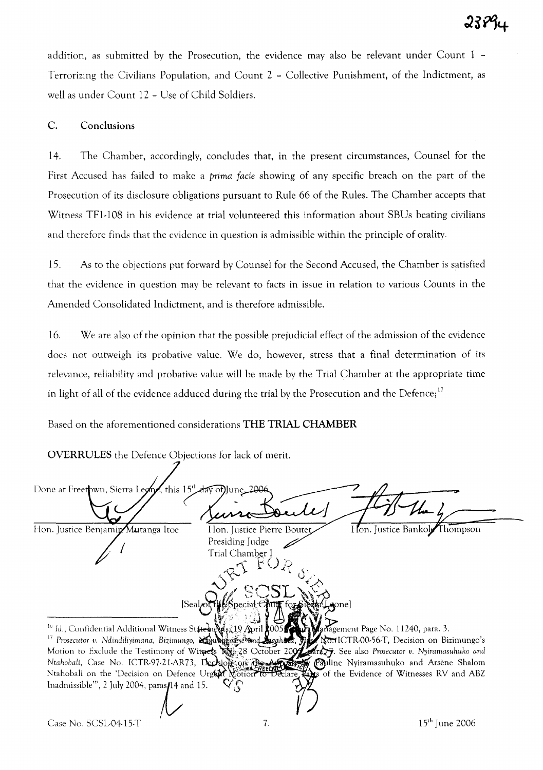addition, as submitted by the Prosecution, the evidence may also be relevant under Count 1 – Terrorizing the Civilians Population, and Count 2 – Collective Punishment, of the Indictment, as well as under Count 12 – Use of Child Soldiers.

### C. Conclusions

14. The Chamber, accordingly, concludes that, in the present circumstances, Counsel for the First Accused has failed to make a *prima facie* showing of any specific breach on the part of the Prosecution of its disclosure obligations pursuant to Rule 66 of the Rules. The Chamber accepts that Witness TF1-108 in his evidence at trial volunteered this information about SBUs beating civilians and therefore finds that the evidence in question is admissible within the principle of orality.

15. As to the objections put forward by Counsel for the Second Accused, the Chamber is satisfied that the evidence in question may be relevant to facts in issue in relation to various Counts in the Amended Consolidated Indictment, and is therefore admissible.

16. We are also of the opinion that the possible prejudicial effect of the admission of the evidence does not outweigh its probative value. We do, however, stress that a final determination of its relevance, reliability and probative value will be made by the Trial Chamber at the appropriate time in light of all of the evidence adduced during the trial by the Prosecution and the Defence;[17]

Based on the aforementioned considerations **THE TRIAL CHAMBER**

**OVERRULES** the Defence Objections for lack of merit.

Done at Freetown, Sierra Leone, this 15th day of June, 2006

Hon. Justice Benjamin Mutanga Itoe

Hon. Justice Pierre Boutet
Presiding Judge
Trial Chamber I

Hon. Justice Bankole Thompson

[Seal of the Special Court for Sierra Leone]

---

[16] *Id.*, Confidential Additional Witness Statements, 19 April 2005, Court Management Page No. 11240, para. 3.

[17] *Prosecutor v. Ndindiliyimana, Bizimungo, Mugenzi, Nzuwonemeye and Sagahutu*, Case No. ICTR-00-56-T, Decision on Bizimungo's Motion to Exclude the Testimony of Witness TN, 28 October 2005, para. 7. See also *Prosecutor v. Nyiramasuhuko and Ntahobali*, Case No. ICTR-97-21-AR73, Decision on the Appeals by Pauline Nyiramasuhuko and Arsène Shalom Ntahobali on the 'Decision on Defence Urgent Motion to Declare Parts of the Evidence of Witnesses RV and ABZ Inadmissible'", 2 July 2004, paras 14 and 15.